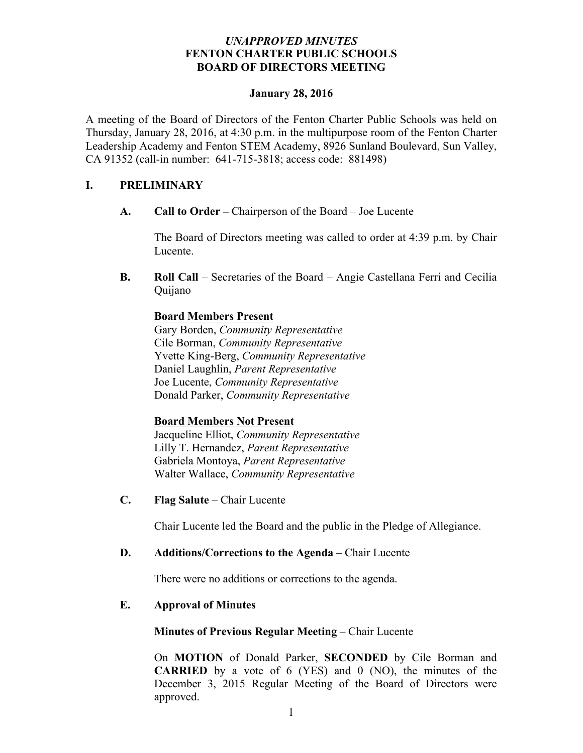***UNAPPROVED MINUTES***
**FENTON CHARTER PUBLIC SCHOOLS**
**BOARD OF DIRECTORS MEETING**

**January 28, 2016**

A meeting of the Board of Directors of the Fenton Charter Public Schools was held on Thursday, January 28, 2016, at 4:30 p.m. in the multipurpose room of the Fenton Charter Leadership Academy and Fenton STEM Academy, 8926 Sunland Boulevard, Sun Valley, CA 91352 (call-in number: 641-715-3818; access code: 881498)

## I. PRELIMINARY

### A. Call to Order – Chairperson of the Board – Joe Lucente

The Board of Directors meeting was called to order at 4:39 p.m. by Chair Lucente.

### B. Roll Call – Secretaries of the Board – Angie Castellana Ferri and Cecilia Quijano

**Board Members Present**

Gary Borden, *Community Representative*
Cile Borman, *Community Representative*
Yvette King-Berg, *Community Representative*
Daniel Laughlin, *Parent Representative*
Joe Lucente, *Community Representative*
Donald Parker, *Community Representative*

**Board Members Not Present**

Jacqueline Elliot, *Community Representative*
Lilly T. Hernandez, *Parent Representative*
Gabriela Montoya, *Parent Representative*
Walter Wallace, *Community Representative*

### C. Flag Salute – Chair Lucente

Chair Lucente led the Board and the public in the Pledge of Allegiance.

### D. Additions/Corrections to the Agenda – Chair Lucente

There were no additions or corrections to the agenda.

### E. Approval of Minutes

**Minutes of Previous Regular Meeting** – Chair Lucente

On **MOTION** of Donald Parker, **SECONDED** by Cile Borman and **CARRIED** by a vote of 6 (YES) and 0 (NO), the minutes of the December 3, 2015 Regular Meeting of the Board of Directors were approved.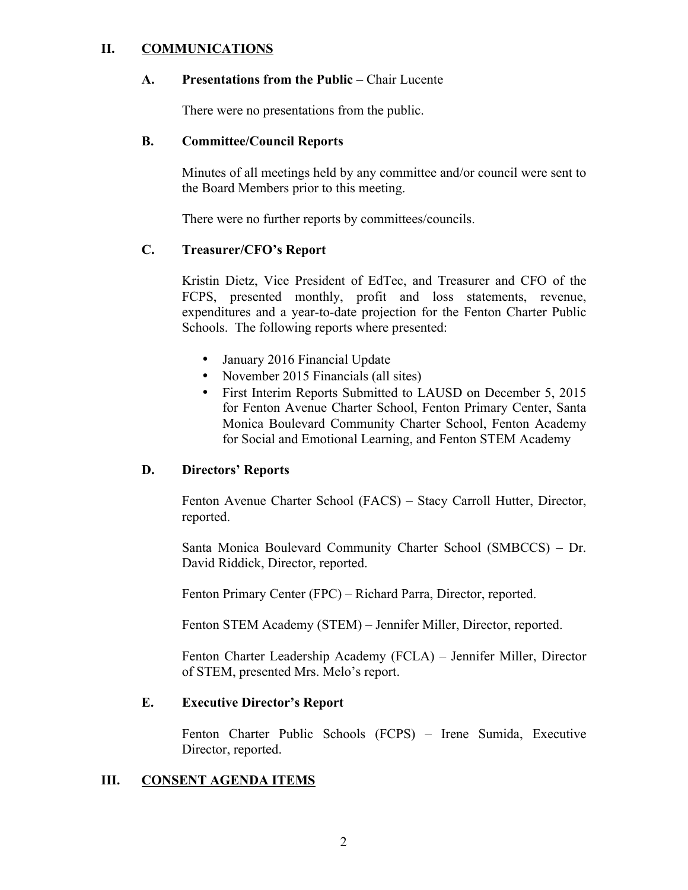## II. COMMUNICATIONS

### A. Presentations from the Public – Chair Lucente

There were no presentations from the public.

### B. Committee/Council Reports

Minutes of all meetings held by any committee and/or council were sent to the Board Members prior to this meeting.

There were no further reports by committees/councils.

### C. Treasurer/CFO's Report

Kristin Dietz, Vice President of EdTec, and Treasurer and CFO of the FCPS, presented monthly, profit and loss statements, revenue, expenditures and a year-to-date projection for the Fenton Charter Public Schools. The following reports where presented:

- January 2016 Financial Update
- November 2015 Financials (all sites)
- First Interim Reports Submitted to LAUSD on December 5, 2015 for Fenton Avenue Charter School, Fenton Primary Center, Santa Monica Boulevard Community Charter School, Fenton Academy for Social and Emotional Learning, and Fenton STEM Academy

### D. Directors' Reports

Fenton Avenue Charter School (FACS) – Stacy Carroll Hutter, Director, reported.

Santa Monica Boulevard Community Charter School (SMBCCS) – Dr. David Riddick, Director, reported.

Fenton Primary Center (FPC) – Richard Parra, Director, reported.

Fenton STEM Academy (STEM) – Jennifer Miller, Director, reported.

Fenton Charter Leadership Academy (FCLA) – Jennifer Miller, Director of STEM, presented Mrs. Melo's report.

### E. Executive Director's Report

Fenton Charter Public Schools (FCPS) – Irene Sumida, Executive Director, reported.

## III. CONSENT AGENDA ITEMS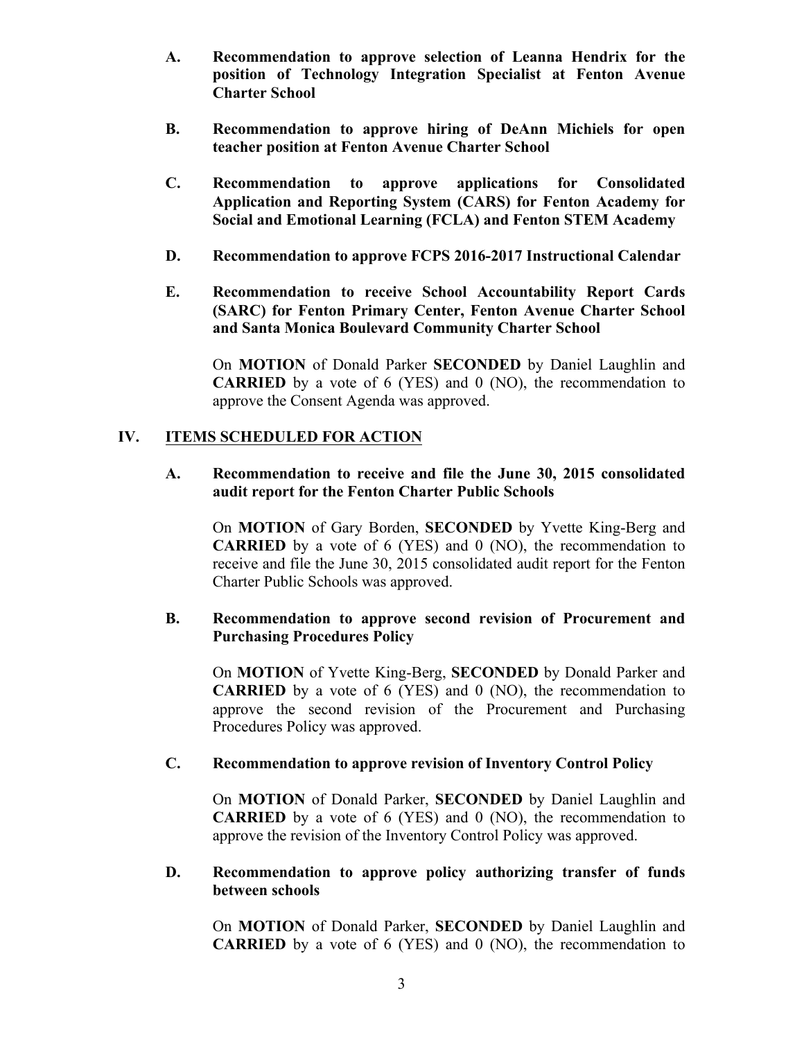**A. Recommendation to approve selection of Leanna Hendrix for the position of Technology Integration Specialist at Fenton Avenue Charter School**

**B. Recommendation to approve hiring of DeAnn Michiels for open teacher position at Fenton Avenue Charter School**

**C. Recommendation to approve applications for Consolidated Application and Reporting System (CARS) for Fenton Academy for Social and Emotional Learning (FCLA) and Fenton STEM Academy**

**D. Recommendation to approve FCPS 2016-2017 Instructional Calendar**

**E. Recommendation to receive School Accountability Report Cards (SARC) for Fenton Primary Center, Fenton Avenue Charter School and Santa Monica Boulevard Community Charter School**

On **MOTION** of Donald Parker **SECONDED** by Daniel Laughlin and **CARRIED** by a vote of 6 (YES) and 0 (NO), the recommendation to approve the Consent Agenda was approved.

## IV. ITEMS SCHEDULED FOR ACTION

**A. Recommendation to receive and file the June 30, 2015 consolidated audit report for the Fenton Charter Public Schools**

On **MOTION** of Gary Borden, **SECONDED** by Yvette King-Berg and **CARRIED** by a vote of 6 (YES) and 0 (NO), the recommendation to receive and file the June 30, 2015 consolidated audit report for the Fenton Charter Public Schools was approved.

**B. Recommendation to approve second revision of Procurement and Purchasing Procedures Policy**

On **MOTION** of Yvette King-Berg, **SECONDED** by Donald Parker and **CARRIED** by a vote of 6 (YES) and 0 (NO), the recommendation to approve the second revision of the Procurement and Purchasing Procedures Policy was approved.

**C. Recommendation to approve revision of Inventory Control Policy**

On **MOTION** of Donald Parker, **SECONDED** by Daniel Laughlin and **CARRIED** by a vote of 6 (YES) and 0 (NO), the recommendation to approve the revision of the Inventory Control Policy was approved.

**D. Recommendation to approve policy authorizing transfer of funds between schools**

On **MOTION** of Donald Parker, **SECONDED** by Daniel Laughlin and **CARRIED** by a vote of 6 (YES) and 0 (NO), the recommendation to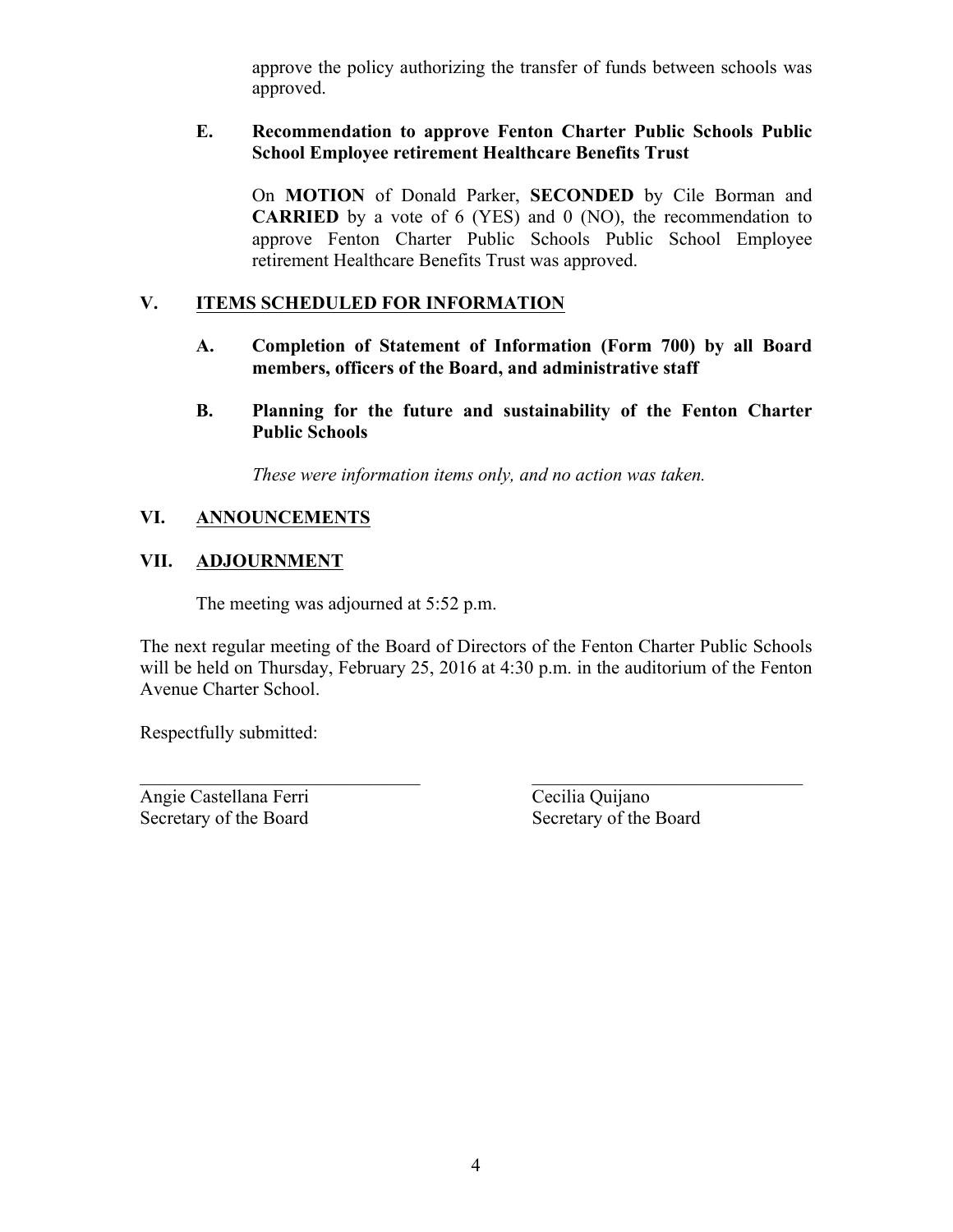approve the policy authorizing the transfer of funds between schools was approved.

**E. Recommendation to approve Fenton Charter Public Schools Public School Employee retirement Healthcare Benefits Trust**

On **MOTION** of Donald Parker, **SECONDED** by Cile Borman and **CARRIED** by a vote of 6 (YES) and 0 (NO), the recommendation to approve Fenton Charter Public Schools Public School Employee retirement Healthcare Benefits Trust was approved.

## V. ITEMS SCHEDULED FOR INFORMATION

**A. Completion of Statement of Information (Form 700) by all Board members, officers of the Board, and administrative staff**

**B. Planning for the future and sustainability of the Fenton Charter Public Schools**

*These were information items only, and no action was taken.*

## VI. ANNOUNCEMENTS

## VII. ADJOURNMENT

The meeting was adjourned at 5:52 p.m.

The next regular meeting of the Board of Directors of the Fenton Charter Public Schools will be held on Thursday, February 25, 2016 at 4:30 p.m. in the auditorium of the Fenton Avenue Charter School.

Respectfully submitted:

| | |
|---|---|
| \_\_\_\_\_\_\_\_\_\_\_\_\_\_\_\_\_\_\_\_\_\_\_\_\_\_\_\_\_\_ | \_\_\_\_\_\_\_\_\_\_\_\_\_\_\_\_\_\_\_\_\_\_\_\_\_\_\_\_\_\_ |
| Angie Castellana Ferri | Cecilia Quijano |
| Secretary of the Board | Secretary of the Board |